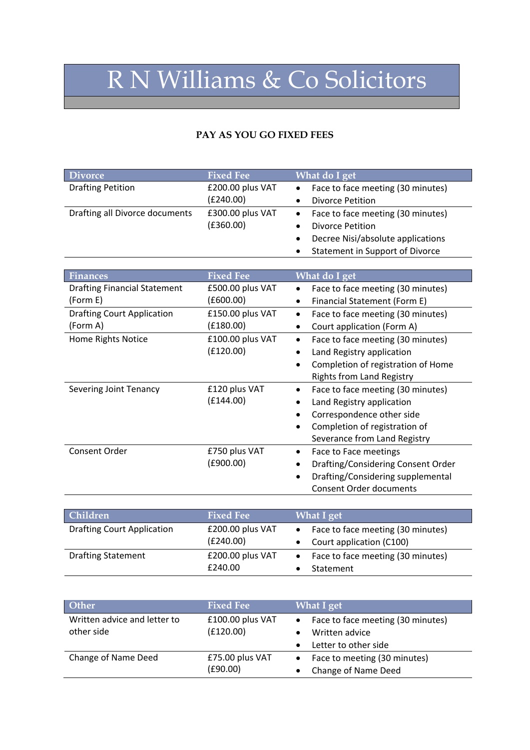# R N Williams & Co Solicitors

**PAY AS YOU GO FIXED FEES**

| Divorce | Fixed Fee | What do I get |
|---|---|---|
| Drafting Petition | £200.00 plus VAT (£240.00) | • Face to face meeting (30 minutes)<br>• Divorce Petition |
| Drafting all Divorce documents | £300.00 plus VAT (£360.00) | • Face to face meeting (30 minutes)<br>• Divorce Petition<br>• Decree Nisi/absolute applications<br>• Statement in Support of Divorce |

| Finances | Fixed Fee | What do I get |
|---|---|---|
| Drafting Financial Statement (Form E) | £500.00 plus VAT (£600.00) | • Face to face meeting (30 minutes)<br>• Financial Statement (Form E) |
| Drafting Court Application (Form A) | £150.00 plus VAT (£180.00) | • Face to face meeting (30 minutes)<br>• Court application (Form A) |
| Home Rights Notice | £100.00 plus VAT (£120.00) | • Face to face meeting (30 minutes)<br>• Land Registry application<br>• Completion of registration of Home Rights from Land Registry |
| Severing Joint Tenancy | £120 plus VAT (£144.00) | • Face to face meeting (30 minutes)<br>• Land Registry application<br>• Correspondence other side<br>• Completion of registration of Severance from Land Registry |
| Consent Order | £750 plus VAT (£900.00) | • Face to Face meetings<br>• Drafting/Considering Consent Order<br>• Drafting/Considering supplemental Consent Order documents |

| Children | Fixed Fee | What I get |
|---|---|---|
| Drafting Court Application | £200.00 plus VAT (£240.00) | • Face to face meeting (30 minutes)<br>• Court application (C100) |
| Drafting Statement | £200.00 plus VAT £240.00 | • Face to face meeting (30 minutes)<br>• Statement |

| Other | Fixed Fee | What I get |
|---|---|---|
| Written advice and letter to other side | £100.00 plus VAT (£120.00) | • Face to face meeting (30 minutes)<br>• Written advice<br>• Letter to other side |
| Change of Name Deed | £75.00 plus VAT (£90.00) | • Face to meeting (30 minutes)<br>• Change of Name Deed |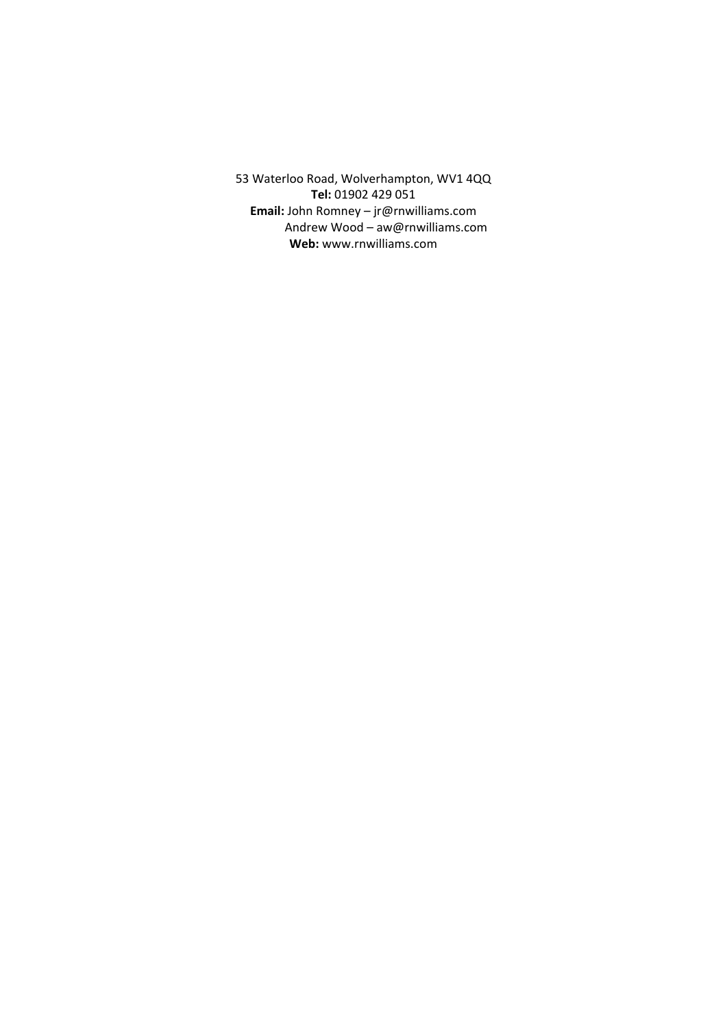53 Waterloo Road, Wolverhampton, WV1 4QQ

**Tel:** 01902 429 051

**Email:** John Romney – jr@rnwilliams.com

Andrew Wood – aw@rnwilliams.com

**Web:** www.rnwilliams.com